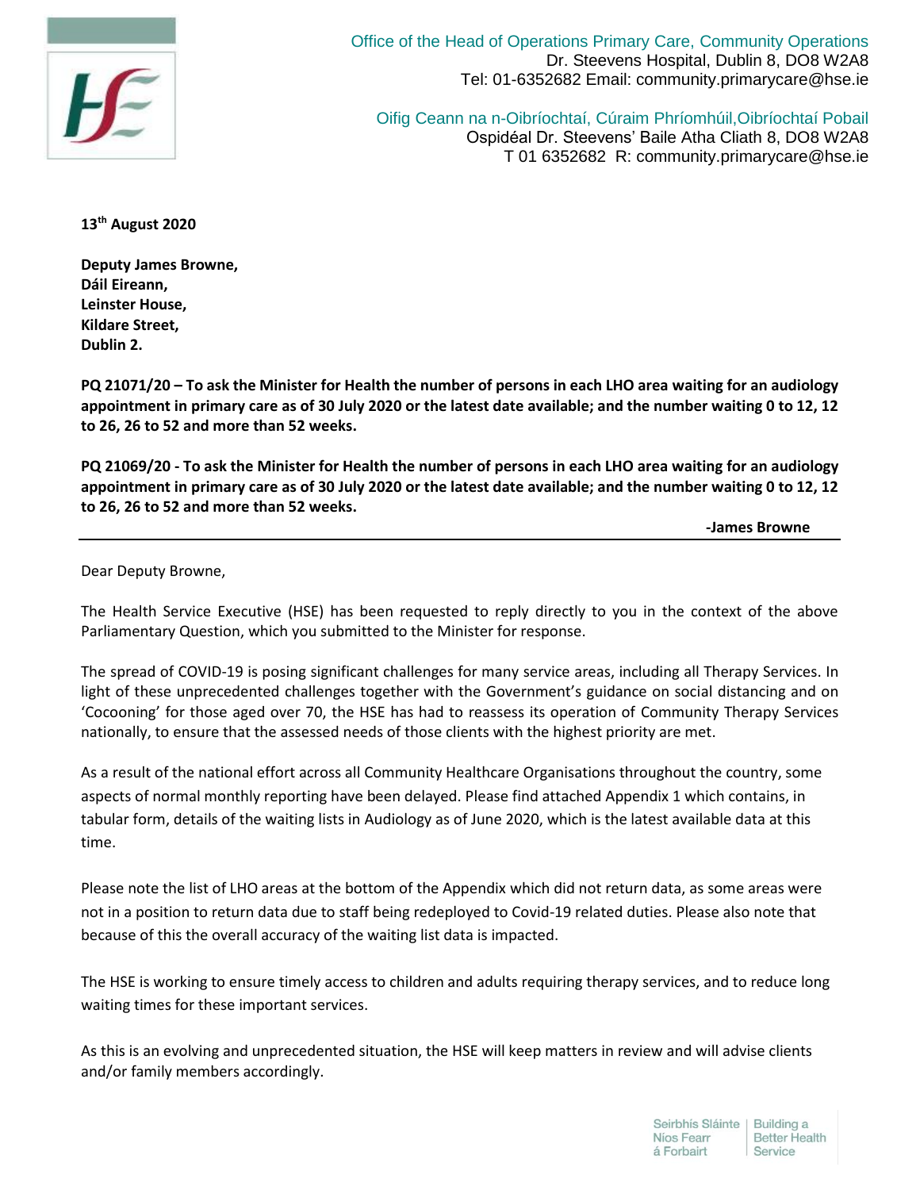Office of the Head of Operations Primary Care, Community Operations
Dr. Steevens Hospital, Dublin 8, DO8 W2A8
Tel: 01-6352682 Email: community.primarycare@hse.ie

Oifig Ceann na n-Oibríochtaí, Cúraim Phríomhúil,Oibríochtaí Pobail
Ospidéal Dr. Steevens' Baile Atha Cliath 8, DO8 W2A8
T 01 6352682 R: community.primarycare@hse.ie

**13th August 2020**

**Deputy James Browne,**
**Dáil Eireann,**
**Leinster House,**
**Kildare Street,**
**Dublin 2.**

**PQ 21071/20 – To ask the Minister for Health the number of persons in each LHO area waiting for an audiology appointment in primary care as of 30 July 2020 or the latest date available; and the number waiting 0 to 12, 12 to 26, 26 to 52 and more than 52 weeks.**

**PQ 21069/20 - To ask the Minister for Health the number of persons in each LHO area waiting for an audiology appointment in primary care as of 30 July 2020 or the latest date available; and the number waiting 0 to 12, 12 to 26, 26 to 52 and more than 52 weeks.**

**-James Browne**

---

Dear Deputy Browne,

The Health Service Executive (HSE) has been requested to reply directly to you in the context of the above Parliamentary Question, which you submitted to the Minister for response.

The spread of COVID-19 is posing significant challenges for many service areas, including all Therapy Services. In light of these unprecedented challenges together with the Government's guidance on social distancing and on 'Cocooning' for those aged over 70, the HSE has had to reassess its operation of Community Therapy Services nationally, to ensure that the assessed needs of those clients with the highest priority are met.

As a result of the national effort across all Community Healthcare Organisations throughout the country, some aspects of normal monthly reporting have been delayed. Please find attached Appendix 1 which contains, in tabular form, details of the waiting lists in Audiology as of June 2020, which is the latest available data at this time.

Please note the list of LHO areas at the bottom of the Appendix which did not return data, as some areas were not in a position to return data due to staff being redeployed to Covid-19 related duties. Please also note that because of this the overall accuracy of the waiting list data is impacted.

The HSE is working to ensure timely access to children and adults requiring therapy services, and to reduce long waiting times for these important services.

As this is an evolving and unprecedented situation, the HSE will keep matters in review and will advise clients and/or family members accordingly.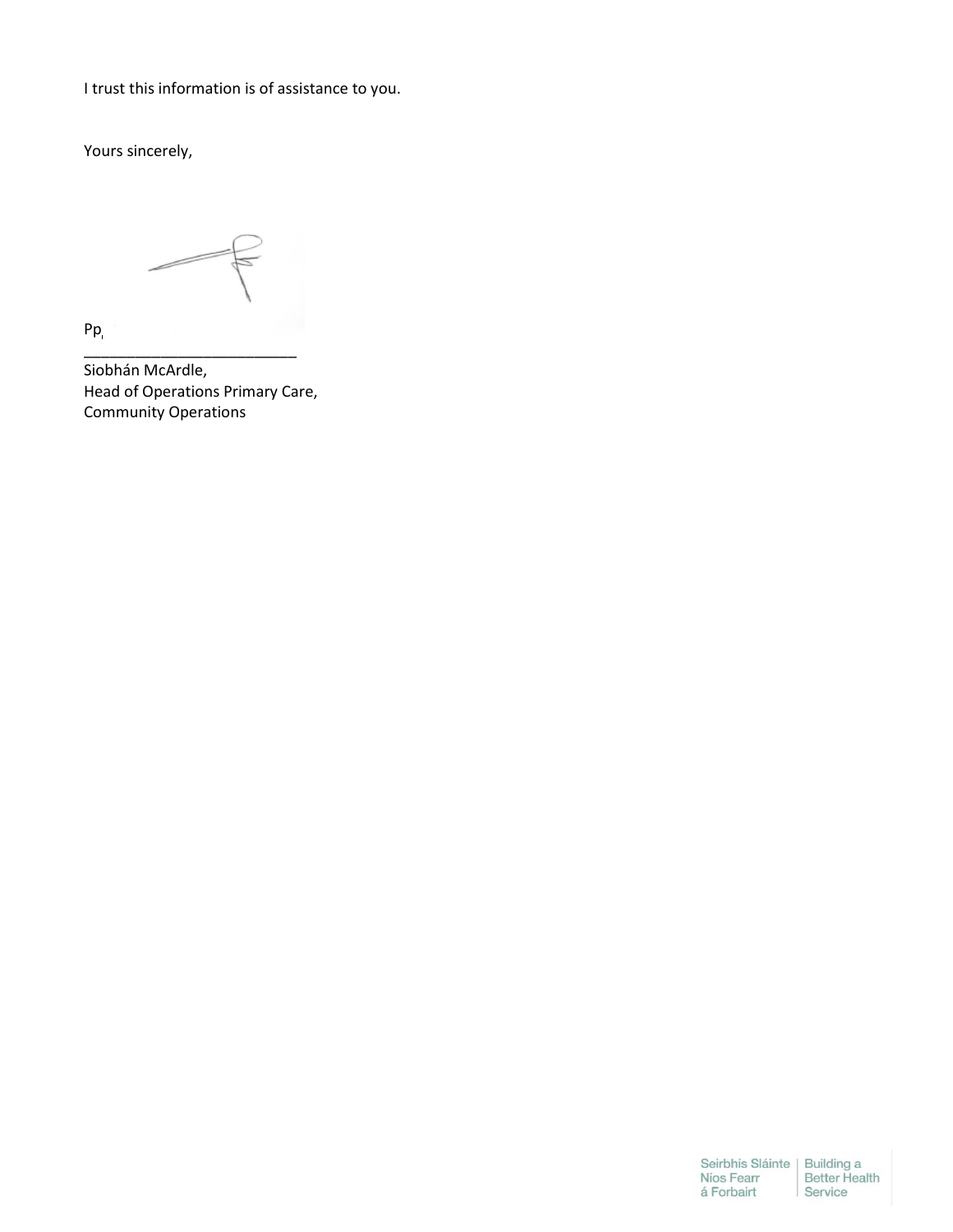I trust this information is of assistance to you.

Yours sincerely,

Pp

_________________________

Siobhán McArdle,
Head of Operations Primary Care,
Community Operations